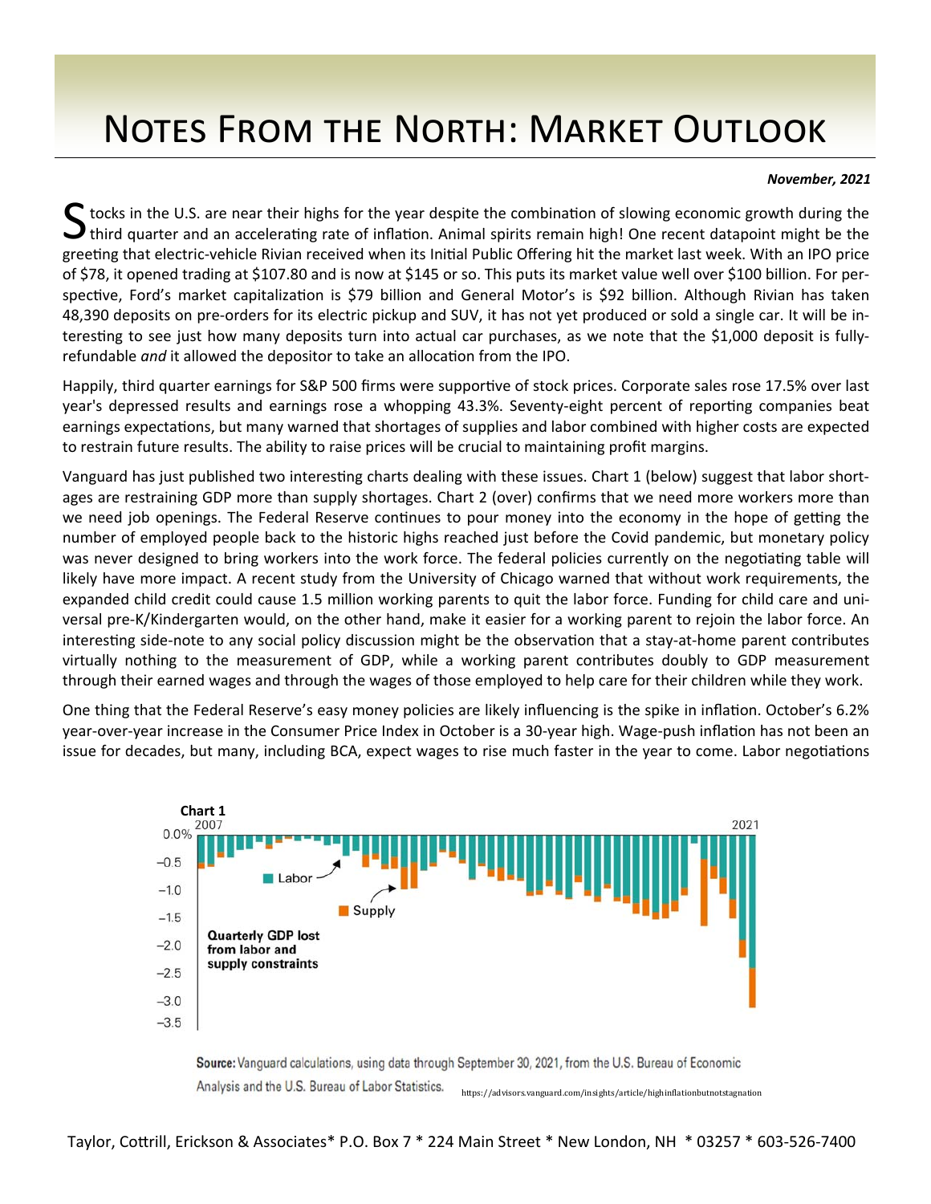# Notes From the North: Market Outlook

***November, 2021***

Stocks in the U.S. are near their highs for the year despite the combination of slowing economic growth during the third quarter and an accelerating rate of inflation. Animal spirits remain high! One recent datapoint might be the greeting that electric-vehicle Rivian received when its Initial Public Offering hit the market last week. With an IPO price of $78, it opened trading at $107.80 and is now at $145 or so. This puts its market value well over $100 billion. For perspective, Ford's market capitalization is $79 billion and General Motor's is $92 billion. Although Rivian has taken 48,390 deposits on pre-orders for its electric pickup and SUV, it has not yet produced or sold a single car. It will be interesting to see just how many deposits turn into actual car purchases, as we note that the $1,000 deposit is fully-refundable *and* it allowed the depositor to take an allocation from the IPO.

Happily, third quarter earnings for S&P 500 firms were supportive of stock prices. Corporate sales rose 17.5% over last year's depressed results and earnings rose a whopping 43.3%. Seventy-eight percent of reporting companies beat earnings expectations, but many warned that shortages of supplies and labor combined with higher costs are expected to restrain future results. The ability to raise prices will be crucial to maintaining profit margins.

Vanguard has just published two interesting charts dealing with these issues. Chart 1 (below) suggest that labor shortages are restraining GDP more than supply shortages. Chart 2 (over) confirms that we need more workers more than we need job openings. The Federal Reserve continues to pour money into the economy in the hope of getting the number of employed people back to the historic highs reached just before the Covid pandemic, but monetary policy was never designed to bring workers into the work force. The federal policies currently on the negotiating table will likely have more impact. A recent study from the University of Chicago warned that without work requirements, the expanded child credit could cause 1.5 million working parents to quit the labor force. Funding for child care and universal pre-K/Kindergarten would, on the other hand, make it easier for a working parent to rejoin the labor force. An interesting side-note to any social policy discussion might be the observation that a stay-at-home parent contributes virtually nothing to the measurement of GDP, while a working parent contributes doubly to GDP measurement through their earned wages and through the wages of those employed to help care for their children while they work.

One thing that the Federal Reserve's easy money policies are likely influencing is the spike in inflation. October's 6.2% year-over-year increase in the Consumer Price Index in October is a 30-year high. Wage-push inflation has not been an issue for decades, but many, including BCA, expect wages to rise much faster in the year to come. Labor negotiations

**Chart 1**

Quarterly GDP lost from labor and supply constraints (2007–2021; Labor, Supply)

**Source:** Vanguard calculations, using data through September 30, 2021, from the U.S. Bureau of Economic Analysis and the U.S. Bureau of Labor Statistics. https://advisors.vanguard.com/insights/article/highinflationbutnotstagnation

Taylor, Cottrill, Erickson & Associates* P.O. Box 7 * 224 Main Street * New London, NH * 03257 * 603-526-7400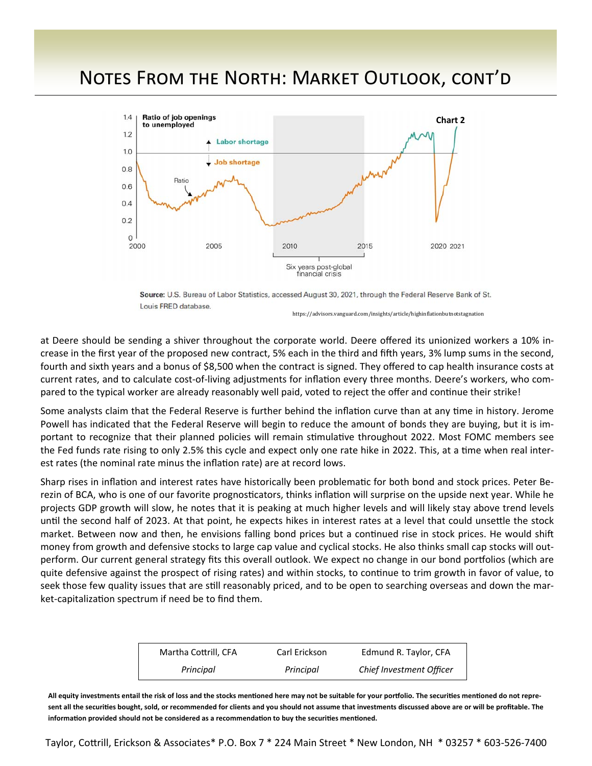# Notes From the North: Market Outlook, cont'd

Chart 2

1.4
1.2
1.0
0.8
0.6
0.4
0.2
0

Ratio of job openings to unemployed

Labor shortage

Job shortage

Ratio

2000
2005
2010
2015
2020 2021

Six years post-global financial crisis

**Source:** U.S. Bureau of Labor Statistics, accessed August 30, 2021, through the Federal Reserve Bank of St. Louis FRED database.

https://advisors.vanguard.com/insights/article/highinflationbutnotstagnation

at Deere should be sending a shiver throughout the corporate world. Deere offered its unionized workers a 10% increase in the first year of the proposed new contract, 5% each in the third and fifth years, 3% lump sums in the second, fourth and sixth years and a bonus of $8,500 when the contract is signed. They offered to cap health insurance costs at current rates, and to calculate cost-of-living adjustments for inflation every three months. Deere's workers, who compared to the typical worker are already reasonably well paid, voted to reject the offer and continue their strike!

Some analysts claim that the Federal Reserve is further behind the inflation curve than at any time in history. Jerome Powell has indicated that the Federal Reserve will begin to reduce the amount of bonds they are buying, but it is important to recognize that their planned policies will remain stimulative throughout 2022. Most FOMC members see the Fed funds rate rising to only 2.5% this cycle and expect only one rate hike in 2022. This, at a time when real interest rates (the nominal rate minus the inflation rate) are at record lows.

Sharp rises in inflation and interest rates have historically been problematic for both bond and stock prices. Peter Berezin of BCA, who is one of our favorite prognosticators, thinks inflation will surprise on the upside next year. While he projects GDP growth will slow, he notes that it is peaking at much higher levels and will likely stay above trend levels until the second half of 2023. At that point, he expects hikes in interest rates at a level that could unsettle the stock market. Between now and then, he envisions falling bond prices but a continued rise in stock prices. He would shift money from growth and defensive stocks to large cap value and cyclical stocks. He also thinks small cap stocks will outperform. Our current general strategy fits this overall outlook. We expect no change in our bond portfolios (which are quite defensive against the prospect of rising rates) and within stocks, to continue to trim growth in favor of value, to seek those few quality issues that are still reasonably priced, and to be open to searching overseas and down the market-capitalization spectrum if need be to find them.

| | | |
|---|---|---|
| Martha Cottrill, CFA | Carl Erickson | Edmund R. Taylor, CFA |
| *Principal* | *Principal* | *Chief Investment Officer* |

**All equity investments entail the risk of loss and the stocks mentioned here may not be suitable for your portfolio. The securities mentioned do not represent all the securities bought, sold, or recommended for clients and you should not assume that investments discussed above are or will be profitable. The information provided should not be considered as a recommendation to buy the securities mentioned.**

Taylor, Cottrill, Erickson & Associates* P.O. Box 7 * 224 Main Street * New London, NH * 03257 * 603-526-7400